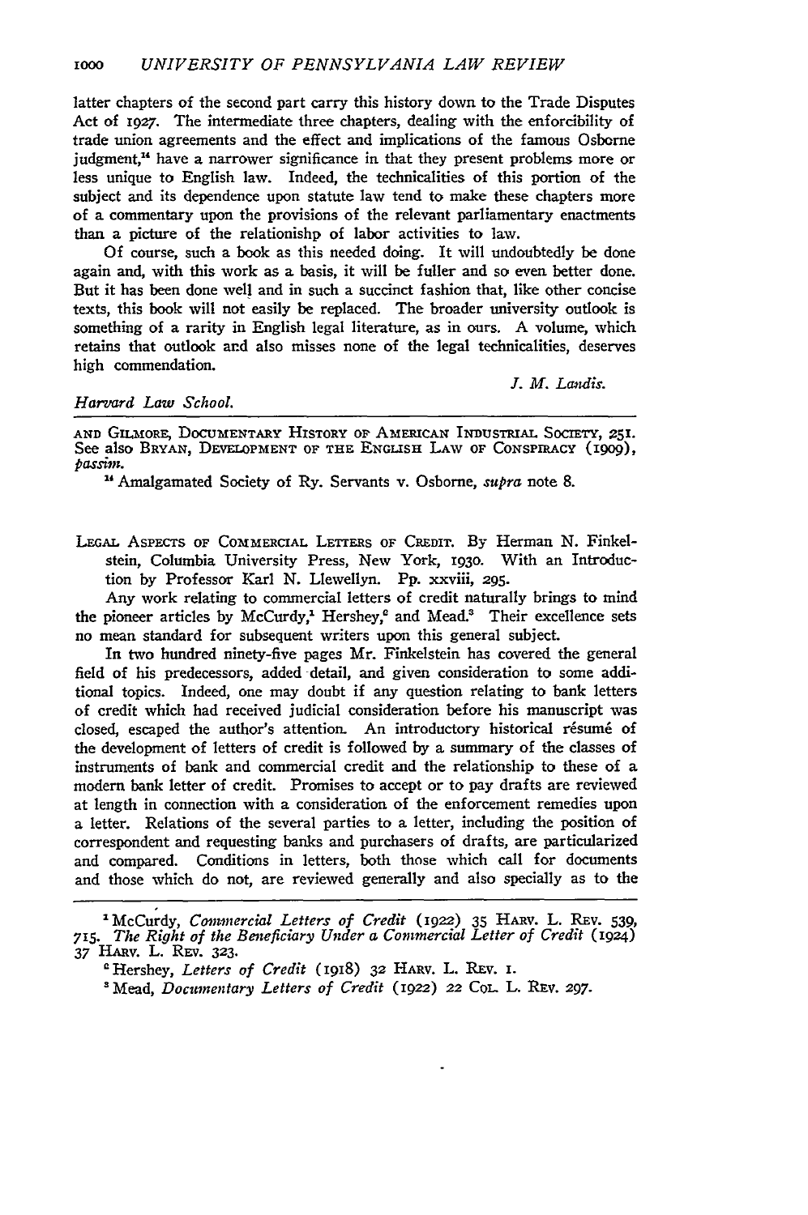latter chapters of the second part carry this history down to the Trade Disputes Act of 1927. The intermediate three chapters, dealing with the enforcibility of trade union agreements and the effect and implications of the famous Osborne judgment,[14] have a narrower significance in that they present problems more or less unique to English law. Indeed, the technicalities of this portion of the subject and its dependence upon statute law tend to make these chapters more of a commentary upon the provisions of the relevant parliamentary enactments than a picture of the relationshp of labor activities to law.

Of course, such a book as this needed doing. It will undoubtedly be done again and, with this work as a basis, it will be fuller and so even better done. But it has been done well and in such a succinct fashion that, like other concise texts, this book will not easily be replaced. The broader university outlook is something of a rarity in English legal literature, as in ours. A volume, which retains that outlook and also misses none of the legal technicalities, deserves high commendation.

*J. M. Landis.*

*Harvard Law School.*

---

AND GILMORE, DOCUMENTARY HISTORY OF AMERICAN INDUSTRIAL SOCIETY, 251. See also BRYAN, DEVELOPMENT OF THE ENGLISH LAW OF CONSPIRACY (1909), *passim.*

[14] Amalgamated Society of Ry. Servants v. Osborne, *supra* note 8.

---

LEGAL ASPECTS OF COMMERCIAL LETTERS OF CREDIT. By Herman N. Finkelstein, Columbia University Press, New York, 1930. With an Introduction by Professor Karl N. Llewellyn. Pp. xxviii, 295.

Any work relating to commercial letters of credit naturally brings to mind the pioneer articles by McCurdy,[1] Hershey,[2] and Mead.[3] Their excellence sets no mean standard for subsequent writers upon this general subject.

In two hundred ninety-five pages Mr. Finkelstein has covered the general field of his predecessors, added detail, and given consideration to some additional topics. Indeed, one may doubt if any question relating to bank letters of credit which had received judicial consideration before his manuscript was closed, escaped the author's attention. An introductory historical résumé of the development of letters of credit is followed by a summary of the classes of instruments of bank and commercial credit and the relationship to these of a modern bank letter of credit. Promises to accept or to pay drafts are reviewed at length in connection with a consideration of the enforcement remedies upon a letter. Relations of the several parties to a letter, including the position of correspondent and requesting banks and purchasers of drafts, are particularized and compared. Conditions in letters, both those which call for documents and those which do not, are reviewed generally and also specially as to the

---

[1] McCurdy, *Commercial Letters of Credit* (1922) 35 HARV. L. REV. 539, 715. *The Right of the Beneficiary Under a Commercial Letter of Credit* (1924) 37 HARV. L. REV. 323.

[2] Hershey, *Letters of Credit* (1918) 32 HARV. L. REV. 1.

[3] Mead, *Documentary Letters of Credit* (1922) 22 COL. L. REV. 297.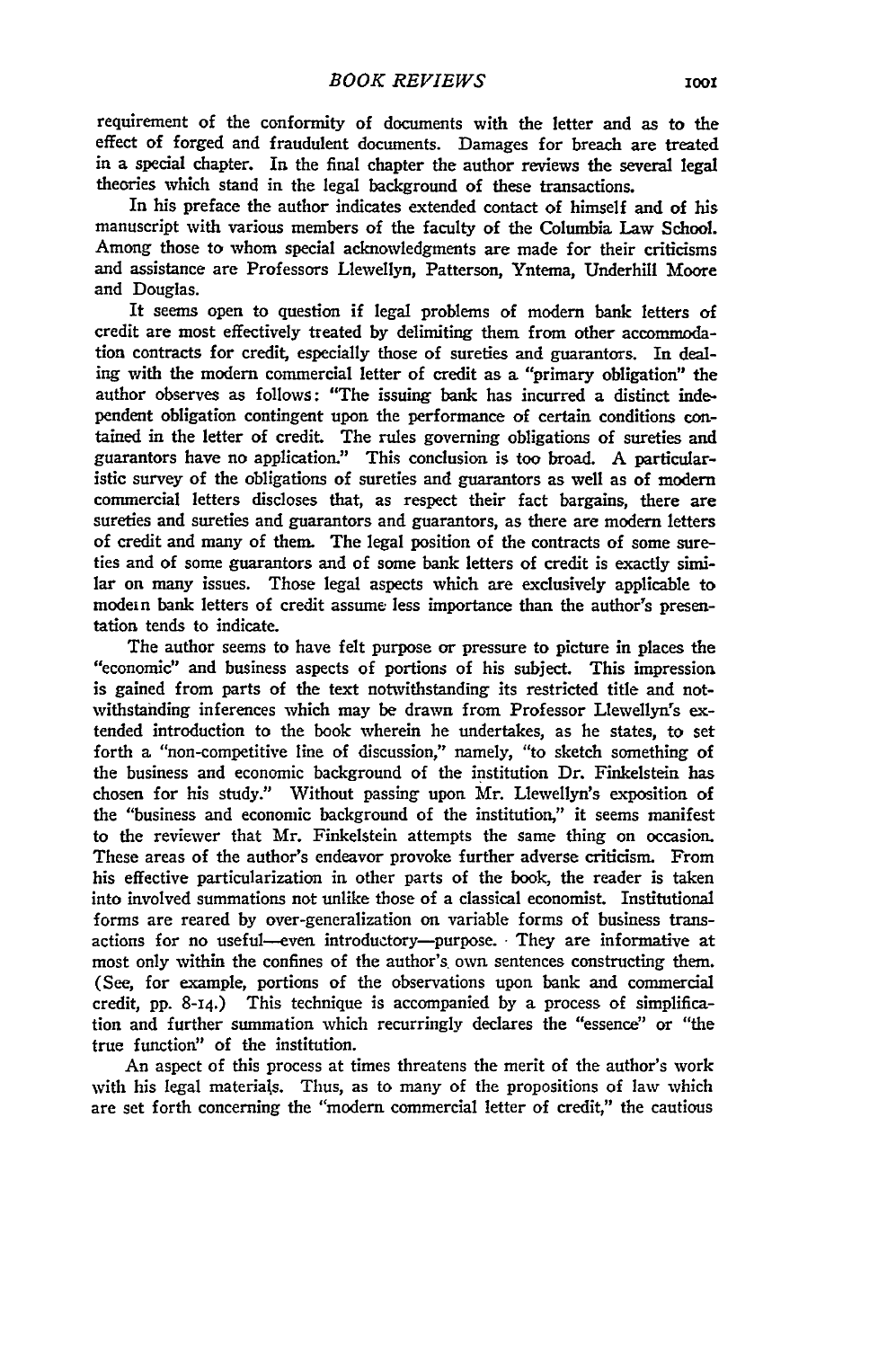requirement of the conformity of documents with the letter and as to the effect of forged and fraudulent documents. Damages for breach are treated in a special chapter. In the final chapter the author reviews the several legal theories which stand in the legal background of these transactions.

In his preface the author indicates extended contact of himself and of his manuscript with various members of the faculty of the Columbia Law School. Among those to whom special acknowledgments are made for their criticisms and assistance are Professors Llewellyn, Patterson, Yntema, Underhill Moore and Douglas.

It seems open to question if legal problems of modern bank letters of credit are most effectively treated by delimiting them from other accommodation contracts for credit, especially those of sureties and guarantors. In dealing with the modern commercial letter of credit as a "primary obligation" the author observes as follows: "The issuing bank has incurred a distinct independent obligation contingent upon the performance of certain conditions contained in the letter of credit. The rules governing obligations of sureties and guarantors have no application." This conclusion is too broad. A particularistic survey of the obligations of sureties and guarantors as well as of modern commercial letters discloses that, as respect their fact bargains, there are sureties and sureties and guarantors and guarantors, as there are modern letters of credit and many of them. The legal position of the contracts of some sureties and of some guarantors and of some bank letters of credit is exactly similar on many issues. Those legal aspects which are exclusively applicable to modern bank letters of credit assume less importance than the author's presentation tends to indicate.

The author seems to have felt purpose or pressure to picture in places the "economic" and business aspects of portions of his subject. This impression is gained from parts of the text notwithstanding its restricted title and notwithstanding inferences which may be drawn from Professor Llewellyn's extended introduction to the book wherein he undertakes, as he states, to set forth a "non-competitive line of discussion," namely, "to sketch something of the business and economic background of the institution Dr. Finkelstein has chosen for his study." Without passing upon Mr. Llewellyn's exposition of the "business and economic background of the institution," it seems manifest to the reviewer that Mr. Finkelstein attempts the same thing on occasion. These areas of the author's endeavor provoke further adverse criticism. From his effective particularization in other parts of the book, the reader is taken into involved summations not unlike those of a classical economist. Institutional forms are reared by over-generalization on variable forms of business transactions for no useful—even introductory—purpose. They are informative at most only within the confines of the author's own sentences constructing them. (See, for example, portions of the observations upon bank and commercial credit, pp. 8-14.) This technique is accompanied by a process of simplification and further summation which recurringly declares the "essence" or "the true function" of the institution.

An aspect of this process at times threatens the merit of the author's work with his legal materials. Thus, as to many of the propositions of law which are set forth concerning the "modern commercial letter of credit," the cautious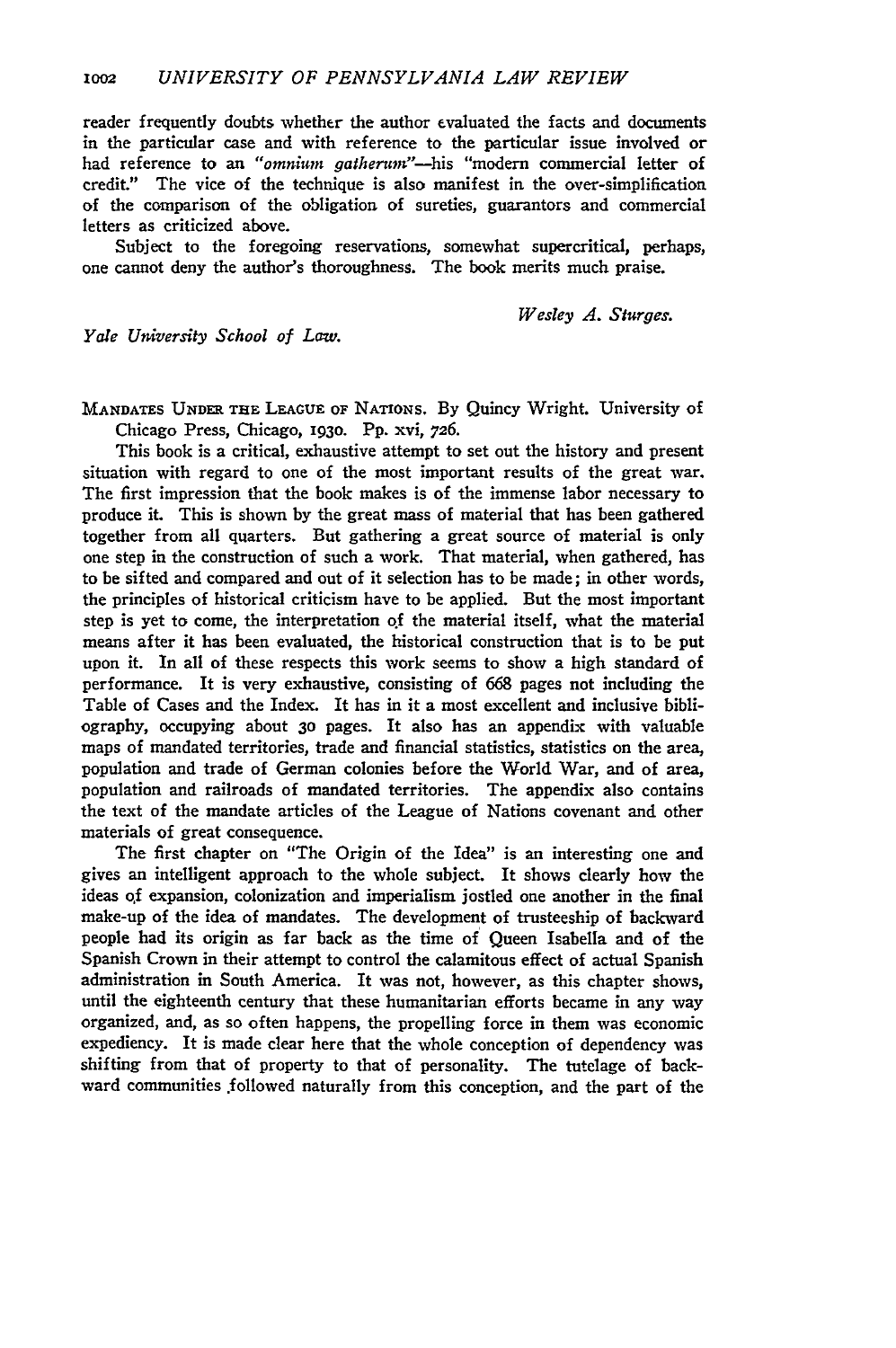reader frequently doubts whether the author evaluated the facts and documents in the particular case and with reference to the particular issue involved or had reference to an *"omnium gatherum"*—his "modern commercial letter of credit." The vice of the technique is also manifest in the over-simplification of the comparison of the obligation of sureties, guarantors and commercial letters as criticized above.

Subject to the foregoing reservations, somewhat supercritical, perhaps, one cannot deny the author's thoroughness. The book merits much praise.

*Wesley A. Sturges.*

*Yale University School of Law.*

MANDATES UNDER THE LEAGUE OF NATIONS. By Quincy Wright. University of Chicago Press, Chicago, 1930. Pp. xvi, 726.

This book is a critical, exhaustive attempt to set out the history and present situation with regard to one of the most important results of the great war. The first impression that the book makes is of the immense labor necessary to produce it. This is shown by the great mass of material that has been gathered together from all quarters. But gathering a great source of material is only one step in the construction of such a work. That material, when gathered, has to be sifted and compared and out of it selection has to be made; in other words, the principles of historical criticism have to be applied. But the most important step is yet to come, the interpretation of the material itself, what the material means after it has been evaluated, the historical construction that is to be put upon it. In all of these respects this work seems to show a high standard of performance. It is very exhaustive, consisting of 668 pages not including the Table of Cases and the Index. It has in it a most excellent and inclusive bibliography, occupying about 30 pages. It also has an appendix with valuable maps of mandated territories, trade and financial statistics, statistics on the area, population and trade of German colonies before the World War, and of area, population and railroads of mandated territories. The appendix also contains the text of the mandate articles of the League of Nations covenant and other materials of great consequence.

The first chapter on "The Origin of the Idea" is an interesting one and gives an intelligent approach to the whole subject. It shows clearly how the ideas of expansion, colonization and imperialism jostled one another in the final make-up of the idea of mandates. The development of trusteeship of backward people had its origin as far back as the time of Queen Isabella and of the Spanish Crown in their attempt to control the calamitous effect of actual Spanish administration in South America. It was not, however, as this chapter shows, until the eighteenth century that these humanitarian efforts became in any way organized, and, as so often happens, the propelling force in them was economic expediency. It is made clear here that the whole conception of dependency was shifting from that of property to that of personality. The tutelage of backward communities followed naturally from this conception, and the part of the